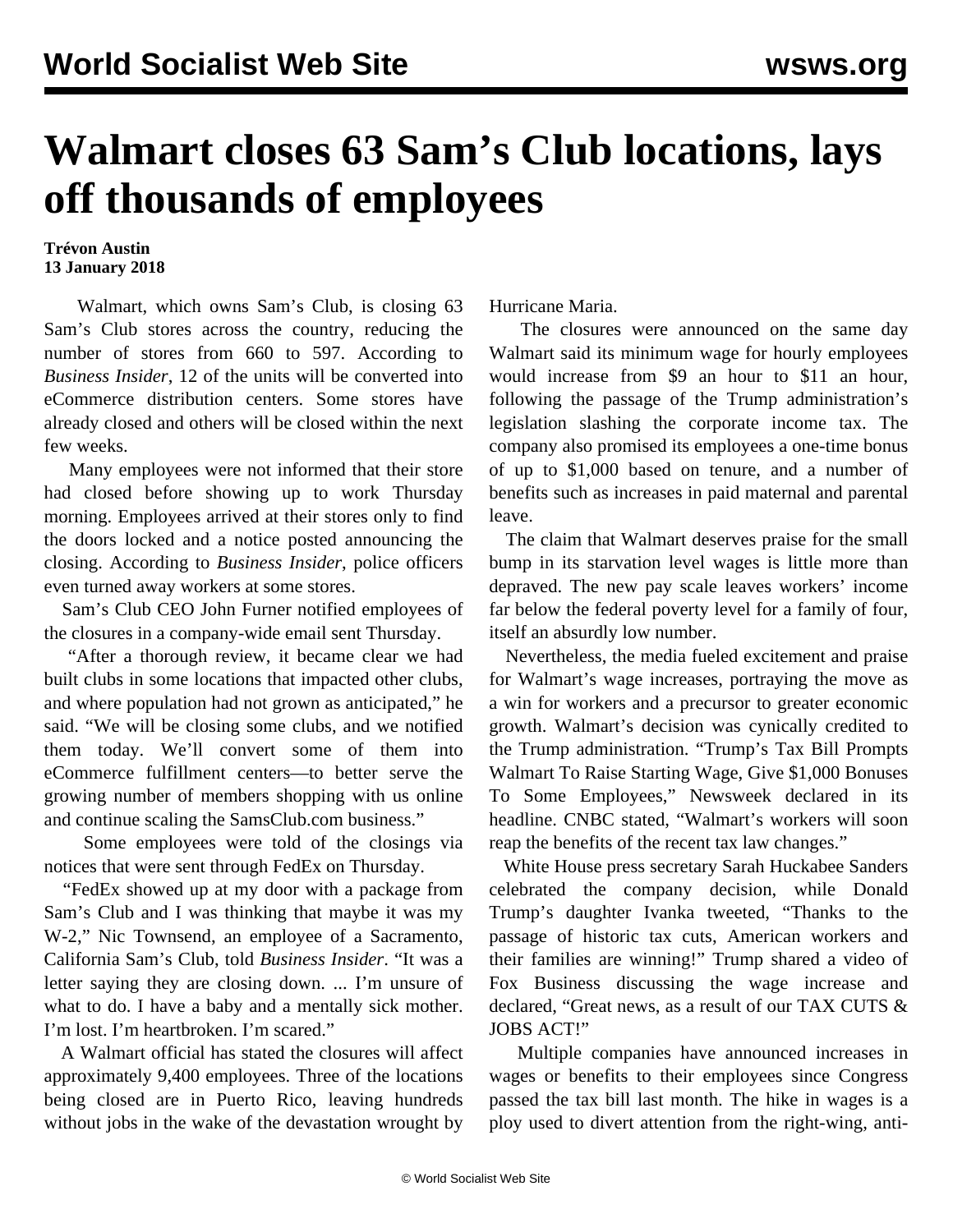# Walmart closes 63 Sam's Club locations, lays off thousands of employees

**Trévon Austin**
**13 January 2018**

Walmart, which owns Sam's Club, is closing 63 Sam's Club stores across the country, reducing the number of stores from 660 to 597. According to *Business Insider*, 12 of the units will be converted into eCommerce distribution centers. Some stores have already closed and others will be closed within the next few weeks.

Many employees were not informed that their store had closed before showing up to work Thursday morning. Employees arrived at their stores only to find the doors locked and a notice posted announcing the closing. According to *Business Insider*, police officers even turned away workers at some stores.

Sam's Club CEO John Furner notified employees of the closures in a company-wide email sent Thursday.

"After a thorough review, it became clear we had built clubs in some locations that impacted other clubs, and where population had not grown as anticipated," he said. "We will be closing some clubs, and we notified them today. We'll convert some of them into eCommerce fulfillment centers—to better serve the growing number of members shopping with us online and continue scaling the SamsClub.com business."

Some employees were told of the closings via notices that were sent through FedEx on Thursday.

"FedEx showed up at my door with a package from Sam's Club and I was thinking that maybe it was my W-2," Nic Townsend, an employee of a Sacramento, California Sam's Club, told *Business Insider*. "It was a letter saying they are closing down. ... I'm unsure of what to do. I have a baby and a mentally sick mother. I'm lost. I'm heartbroken. I'm scared."

A Walmart official has stated the closures will affect approximately 9,400 employees. Three of the locations being closed are in Puerto Rico, leaving hundreds without jobs in the wake of the devastation wrought by Hurricane Maria.

The closures were announced on the same day Walmart said its minimum wage for hourly employees would increase from $9 an hour to $11 an hour, following the passage of the Trump administration's legislation slashing the corporate income tax. The company also promised its employees a one-time bonus of up to $1,000 based on tenure, and a number of benefits such as increases in paid maternal and parental leave.

The claim that Walmart deserves praise for the small bump in its starvation level wages is little more than depraved. The new pay scale leaves workers' income far below the federal poverty level for a family of four, itself an absurdly low number.

Nevertheless, the media fueled excitement and praise for Walmart's wage increases, portraying the move as a win for workers and a precursor to greater economic growth. Walmart's decision was cynically credited to the Trump administration. "Trump's Tax Bill Prompts Walmart To Raise Starting Wage, Give $1,000 Bonuses To Some Employees," Newsweek declared in its headline. CNBC stated, "Walmart's workers will soon reap the benefits of the recent tax law changes."

White House press secretary Sarah Huckabee Sanders celebrated the company decision, while Donald Trump's daughter Ivanka tweeted, "Thanks to the passage of historic tax cuts, American workers and their families are winning!" Trump shared a video of Fox Business discussing the wage increase and declared, "Great news, as a result of our TAX CUTS & JOBS ACT!"

Multiple companies have announced increases in wages or benefits to their employees since Congress passed the tax bill last month. The hike in wages is a ploy used to divert attention from the right-wing, anti-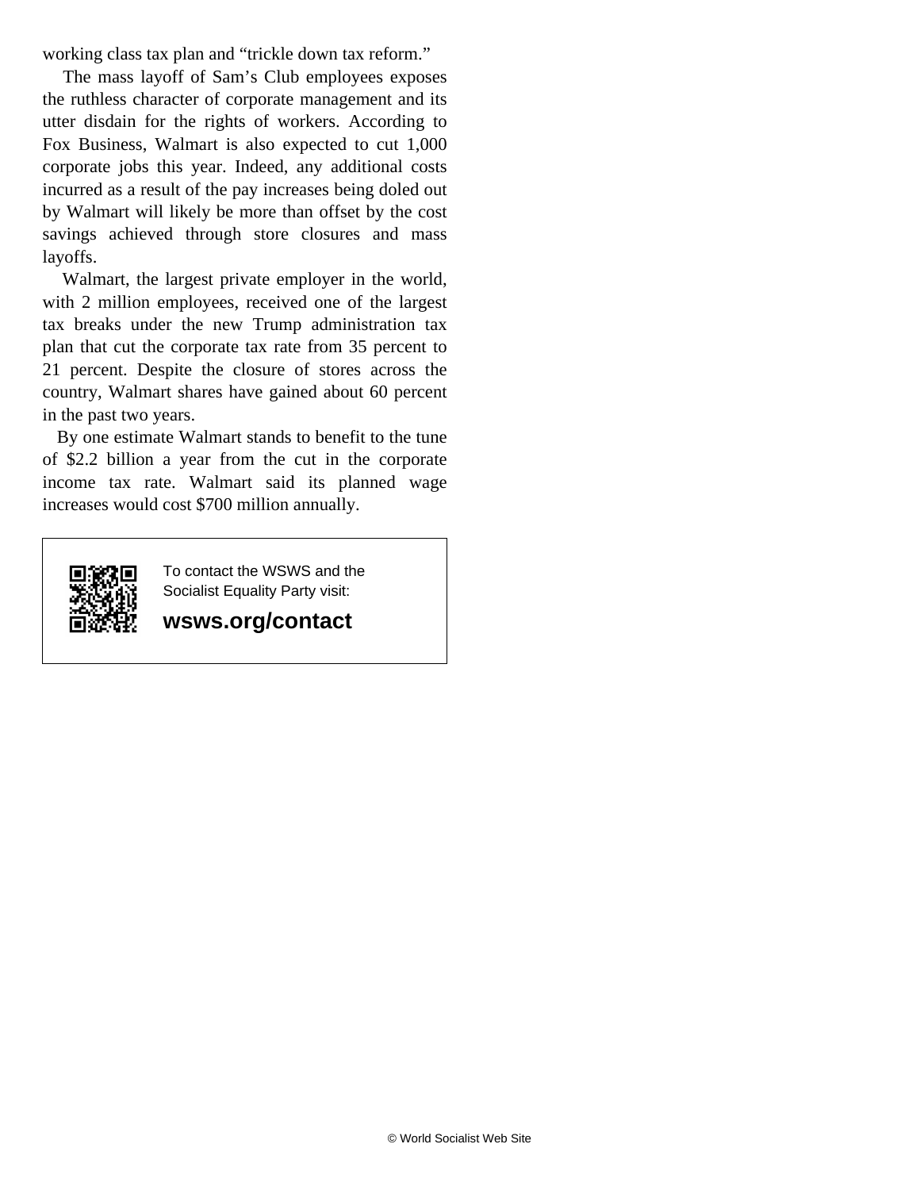working class tax plan and “trickle down tax reform.”

The mass layoff of Sam’s Club employees exposes the ruthless character of corporate management and its utter disdain for the rights of workers. According to Fox Business, Walmart is also expected to cut 1,000 corporate jobs this year. Indeed, any additional costs incurred as a result of the pay increases being doled out by Walmart will likely be more than offset by the cost savings achieved through store closures and mass layoffs.

Walmart, the largest private employer in the world, with 2 million employees, received one of the largest tax breaks under the new Trump administration tax plan that cut the corporate tax rate from 35 percent to 21 percent. Despite the closure of stores across the country, Walmart shares have gained about 60 percent in the past two years.

By one estimate Walmart stands to benefit to the tune of $2.2 billion a year from the cut in the corporate income tax rate. Walmart said its planned wage increases would cost $700 million annually.

To contact the WSWS and the Socialist Equality Party visit:

**wsws.org/contact**